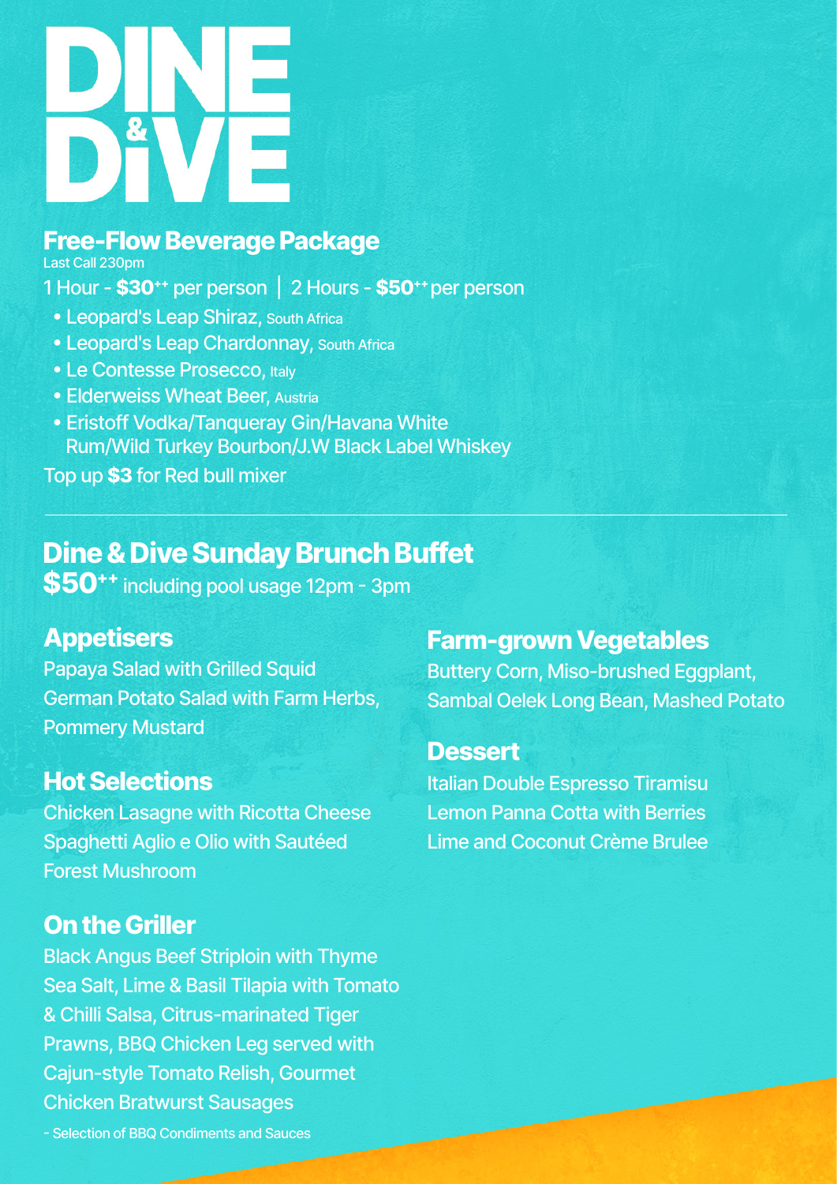# DINE & DiVE

## Free-Flow Beverage Package

Last Call 230pm

1 Hour - **$30**⁺⁺ per person | 2 Hours - **$50**⁺⁺ per person

- Leopard's Leap Shiraz, South Africa
- Leopard's Leap Chardonnay, South Africa
- Le Contesse Prosecco, Italy
- Elderweiss Wheat Beer, Austria
- Eristoff Vodka/Tanqueray Gin/Havana White Rum/Wild Turkey Bourbon/J.W Black Label Whiskey

Top up **$3** for Red bull mixer

---

## Dine & Dive Sunday Brunch Buffet

**$50**⁺⁺ including pool usage 12pm - 3pm

### Appetisers

Papaya Salad with Grilled Squid
German Potato Salad with Farm Herbs, Pommery Mustard

### Hot Selections

Chicken Lasagne with Ricotta Cheese
Spaghetti Aglio e Olio with Sautéed Forest Mushroom

### On the Griller

Black Angus Beef Striploin with Thyme Sea Salt, Lime & Basil Tilapia with Tomato & Chilli Salsa, Citrus-marinated Tiger Prawns, BBQ Chicken Leg served with Cajun-style Tomato Relish, Gourmet Chicken Bratwurst Sausages

- Selection of BBQ Condiments and Sauces

### Farm-grown Vegetables

Buttery Corn, Miso-brushed Eggplant, Sambal Oelek Long Bean, Mashed Potato

### Dessert

Italian Double Espresso Tiramisu
Lemon Panna Cotta with Berries
Lime and Coconut Crème Brulee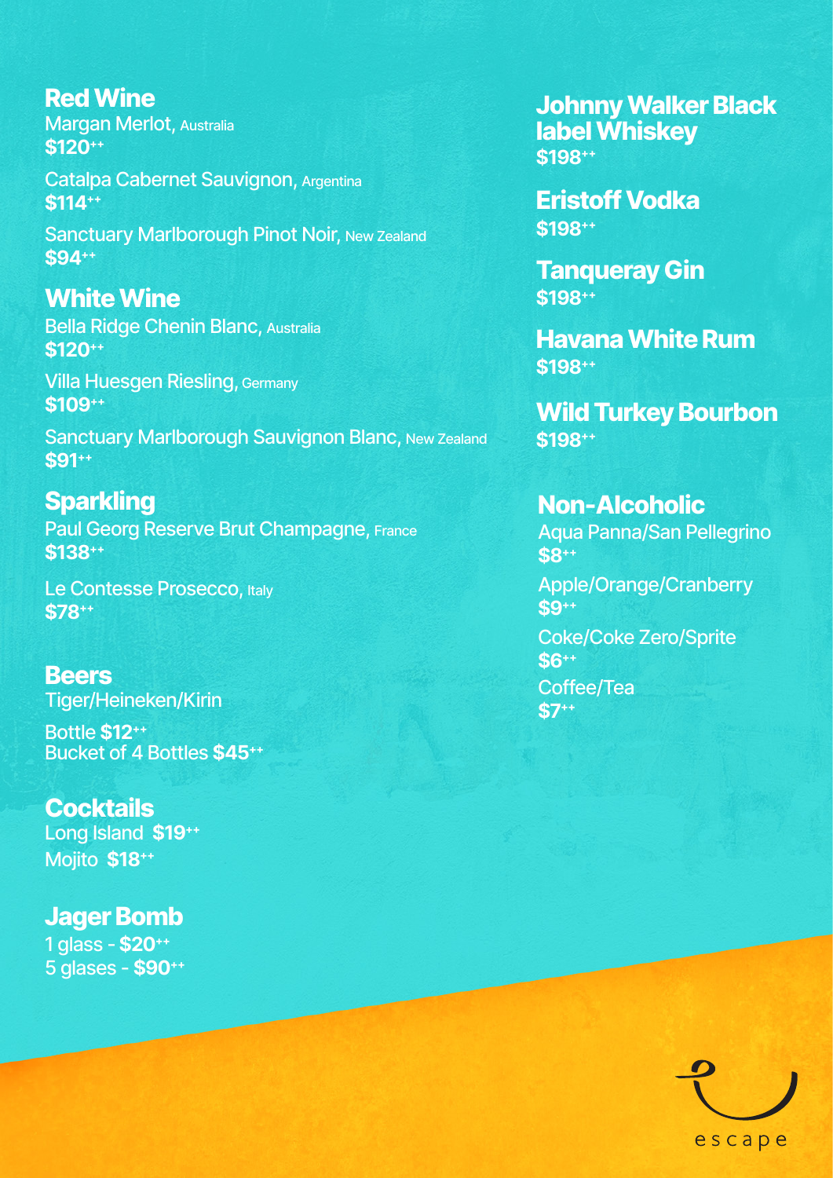## Red Wine

Margan Merlot, Australia
**$120++**

Catalpa Cabernet Sauvignon, Argentina
**$114++**

Sanctuary Marlborough Pinot Noir, New Zealand
**$94++**

## White Wine

Bella Ridge Chenin Blanc, Australia
**$120++**

Villa Huesgen Riesling, Germany
**$109++**

Sanctuary Marlborough Sauvignon Blanc, New Zealand
**$91++**

## Sparkling

Paul Georg Reserve Brut Champagne, France
**$138++**

Le Contesse Prosecco, Italy
**$78++**

## Beers

Tiger/Heineken/Kirin

Bottle **$12++**
Bucket of 4 Bottles **$45++**

## Cocktails

Long Island **$19++**
Mojito **$18++**

## Jager Bomb

1 glass - **$20++**
5 glases - **$90++**

## Johnny Walker Black label Whiskey

**$198++**

## Eristoff Vodka

**$198++**

## Tanqueray Gin

**$198++**

## Havana White Rum

**$198++**

## Wild Turkey Bourbon

**$198++**

## Non-Alcoholic

Aqua Panna/San Pellegrino
**$8++**

Apple/Orange/Cranberry
**$9++**

Coke/Coke Zero/Sprite
**$6++**

Coffee/Tea
**$7++**

escape